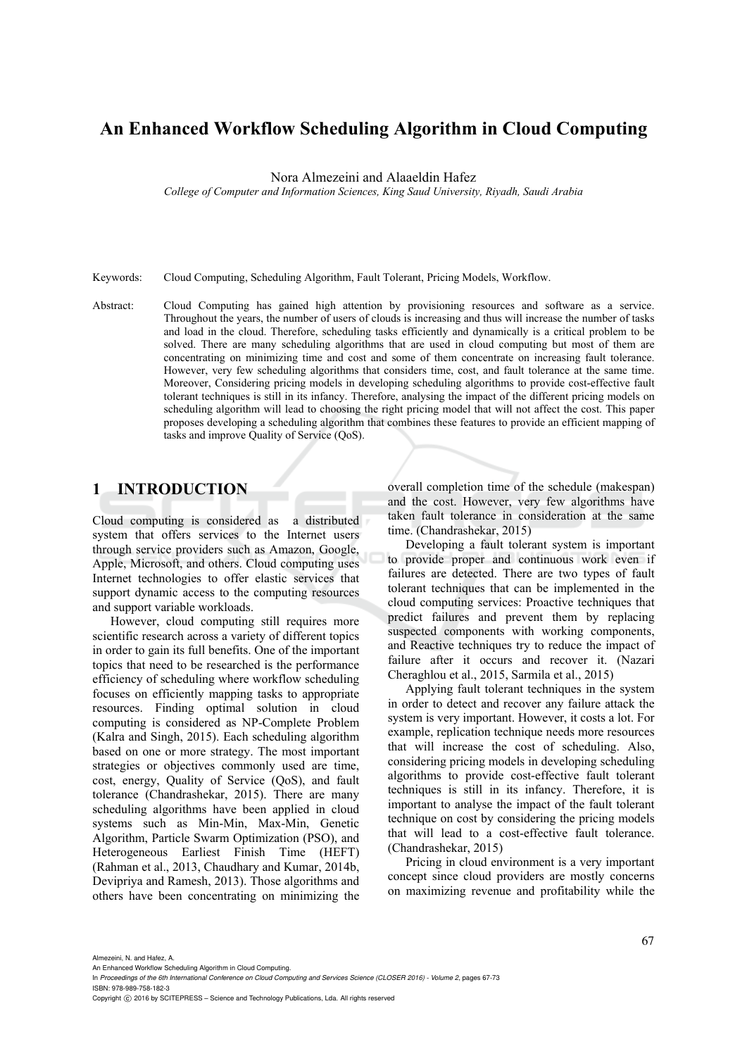# An Enhanced Workflow Scheduling Algorithm in Cloud Computing

Nora Almezeini and Alaaeldin Hafez

*College of Computer and Information Sciences, King Saud University, Riyadh, Saudi Arabia*

Keywords: Cloud Computing, Scheduling Algorithm, Fault Tolerant, Pricing Models, Workflow.

Abstract: Cloud Computing has gained high attention by provisioning resources and software as a service. Throughout the years, the number of users of clouds is increasing and thus will increase the number of tasks and load in the cloud. Therefore, scheduling tasks efficiently and dynamically is a critical problem to be solved. There are many scheduling algorithms that are used in cloud computing but most of them are concentrating on minimizing time and cost and some of them concentrate on increasing fault tolerance. However, very few scheduling algorithms that considers time, cost, and fault tolerance at the same time. Moreover, Considering pricing models in developing scheduling algorithms to provide cost-effective fault tolerant techniques is still in its infancy. Therefore, analysing the impact of the different pricing models on scheduling algorithm will lead to choosing the right pricing model that will not affect the cost. This paper proposes developing a scheduling algorithm that combines these features to provide an efficient mapping of tasks and improve Quality of Service (QoS).

## 1 INTRODUCTION

Cloud computing is considered as a distributed system that offers services to the Internet users through service providers such as Amazon, Google, Apple, Microsoft, and others. Cloud computing uses Internet technologies to offer elastic services that support dynamic access to the computing resources and support variable workloads.

However, cloud computing still requires more scientific research across a variety of different topics in order to gain its full benefits. One of the important topics that need to be researched is the performance efficiency of scheduling where workflow scheduling focuses on efficiently mapping tasks to appropriate resources. Finding optimal solution in cloud computing is considered as NP-Complete Problem (Kalra and Singh, 2015). Each scheduling algorithm based on one or more strategy. The most important strategies or objectives commonly used are time, cost, energy, Quality of Service (QoS), and fault tolerance (Chandrashekar, 2015). There are many scheduling algorithms have been applied in cloud systems such as Min-Min, Max-Min, Genetic Algorithm, Particle Swarm Optimization (PSO), and Heterogeneous Earliest Finish Time (HEFT) (Rahman et al., 2013, Chaudhary and Kumar, 2014b, Devipriya and Ramesh, 2013). Those algorithms and others have been concentrating on minimizing the overall completion time of the schedule (makespan) and the cost. However, very few algorithms have taken fault tolerance in consideration at the same time. (Chandrashekar, 2015)

Developing a fault tolerant system is important to provide proper and continuous work even if failures are detected. There are two types of fault tolerant techniques that can be implemented in the cloud computing services: Proactive techniques that predict failures and prevent them by replacing suspected components with working components, and Reactive techniques try to reduce the impact of failure after it occurs and recover it. (Nazari Cheraghlou et al., 2015, Sarmila et al., 2015)

Applying fault tolerant techniques in the system in order to detect and recover any failure attack the system is very important. However, it costs a lot. For example, replication technique needs more resources that will increase the cost of scheduling. Also, considering pricing models in developing scheduling algorithms to provide cost-effective fault tolerant techniques is still in its infancy. Therefore, it is important to analyse the impact of the fault tolerant technique on cost by considering the pricing models that will lead to a cost-effective fault tolerance. (Chandrashekar, 2015)

Pricing in cloud environment is a very important concept since cloud providers are mostly concerns on maximizing revenue and profitability while the

Almezeini, N. and Hafez, A.
An Enhanced Workflow Scheduling Algorithm in Cloud Computing.
In *Proceedings of the 6th International Conference on Cloud Computing and Services Science (CLOSER 2016) - Volume 2*, pages 67-73
ISBN: 978-989-758-182-3
Copyright © 2016 by SCITEPRESS – Science and Technology Publications, Lda. All rights reserved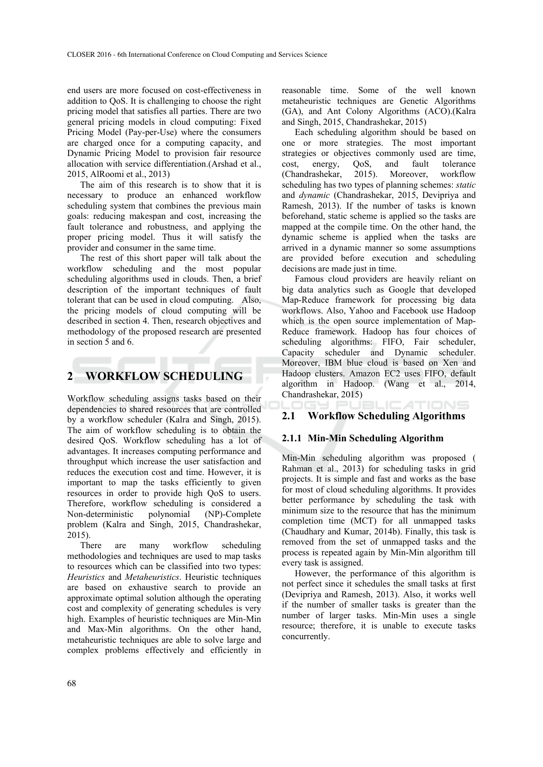end users are more focused on cost-effectiveness in addition to QoS. It is challenging to choose the right pricing model that satisfies all parties. There are two general pricing models in cloud computing: Fixed Pricing Model (Pay-per-Use) where the consumers are charged once for a computing capacity, and Dynamic Pricing Model to provision fair resource allocation with service differentiation.(Arshad et al., 2015, AlRoomi et al., 2013)

The aim of this research is to show that it is necessary to produce an enhanced workflow scheduling system that combines the previous main goals: reducing makespan and cost, increasing the fault tolerance and robustness, and applying the proper pricing model. Thus it will satisfy the provider and consumer in the same time.

The rest of this short paper will talk about the workflow scheduling and the most popular scheduling algorithms used in clouds. Then, a brief description of the important techniques of fault tolerant that can be used in cloud computing. Also, the pricing models of cloud computing will be described in section 4. Then, research objectives and methodology of the proposed research are presented in section 5 and 6.

## 2 WORKFLOW SCHEDULING

Workflow scheduling assigns tasks based on their dependencies to shared resources that are controlled by a workflow scheduler (Kalra and Singh, 2015). The aim of workflow scheduling is to obtain the desired QoS. Workflow scheduling has a lot of advantages. It increases computing performance and throughput which increase the user satisfaction and reduces the execution cost and time. However, it is important to map the tasks efficiently to given resources in order to provide high QoS to users. Therefore, workflow scheduling is considered a Non-deterministic polynomial (NP)-Complete problem (Kalra and Singh, 2015, Chandrashekar, 2015).

There are many workflow scheduling methodologies and techniques are used to map tasks to resources which can be classified into two types: *Heuristics* and *Metaheuristics*. Heuristic techniques are based on exhaustive search to provide an approximate optimal solution although the operating cost and complexity of generating schedules is very high. Examples of heuristic techniques are Min-Min and Max-Min algorithms. On the other hand, metaheuristic techniques are able to solve large and complex problems effectively and efficiently in reasonable time. Some of the well known metaheuristic techniques are Genetic Algorithms (GA), and Ant Colony Algorithms (ACO).(Kalra and Singh, 2015, Chandrashekar, 2015)

Each scheduling algorithm should be based on one or more strategies. The most important strategies or objectives commonly used are time, cost, energy, QoS, and fault tolerance (Chandrashekar, 2015). Moreover, workflow scheduling has two types of planning schemes: *static* and *dynamic* (Chandrashekar, 2015, Devipriya and Ramesh, 2013). If the number of tasks is known beforehand, static scheme is applied so the tasks are mapped at the compile time. On the other hand, the dynamic scheme is applied when the tasks are arrived in a dynamic manner so some assumptions are provided before execution and scheduling decisions are made just in time.

Famous cloud providers are heavily reliant on big data analytics such as Google that developed Map-Reduce framework for processing big data workflows. Also, Yahoo and Facebook use Hadoop which is the open source implementation of Map-Reduce framework. Hadoop has four choices of scheduling algorithms: FIFO, Fair scheduler, Capacity scheduler and Dynamic scheduler. Moreover, IBM blue cloud is based on Xen and Hadoop clusters. Amazon EC2 uses FIFO, default algorithm in Hadoop. (Wang et al., 2014, Chandrashekar, 2015)

### 2.1 Workflow Scheduling Algorithms

#### 2.1.1 Min-Min Scheduling Algorithm

Min-Min scheduling algorithm was proposed ( Rahman et al., 2013) for scheduling tasks in grid projects. It is simple and fast and works as the base for most of cloud scheduling algorithms. It provides better performance by scheduling the task with minimum size to the resource that has the minimum completion time (MCT) for all unmapped tasks (Chaudhary and Kumar, 2014b). Finally, this task is removed from the set of unmapped tasks and the process is repeated again by Min-Min algorithm till every task is assigned.

However, the performance of this algorithm is not perfect since it schedules the small tasks at first (Devipriya and Ramesh, 2013). Also, it works well if the number of smaller tasks is greater than the number of larger tasks. Min-Min uses a single resource; therefore, it is unable to execute tasks concurrently.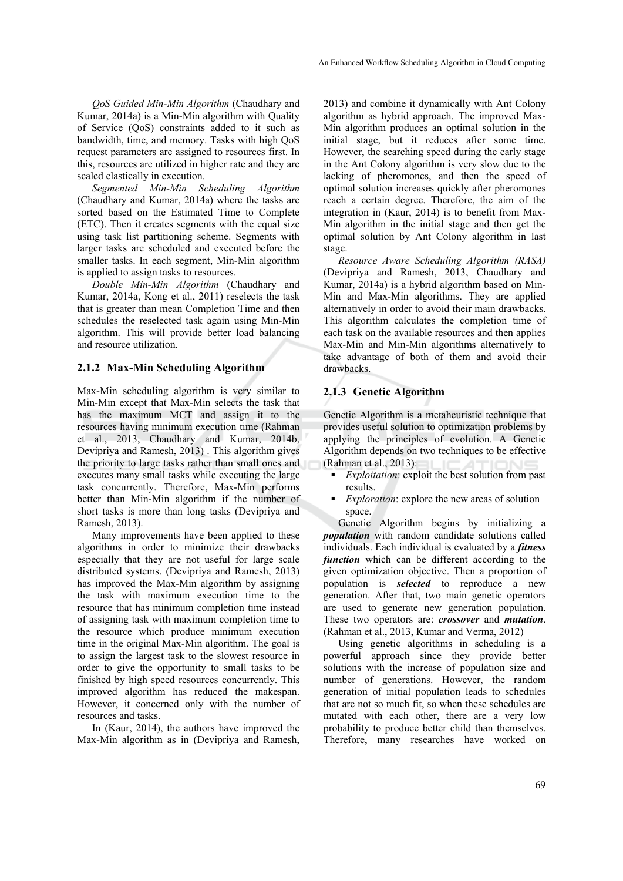*QoS Guided Min-Min Algorithm* (Chaudhary and Kumar, 2014a) is a Min-Min algorithm with Quality of Service (QoS) constraints added to it such as bandwidth, time, and memory. Tasks with high QoS request parameters are assigned to resources first. In this, resources are utilized in higher rate and they are scaled elastically in execution.

*Segmented Min-Min Scheduling Algorithm* (Chaudhary and Kumar, 2014a) where the tasks are sorted based on the Estimated Time to Complete (ETC). Then it creates segments with the equal size using task list partitioning scheme. Segments with larger tasks are scheduled and executed before the smaller tasks. In each segment, Min-Min algorithm is applied to assign tasks to resources.

*Double Min-Min Algorithm* (Chaudhary and Kumar, 2014a, Kong et al., 2011) reselects the task that is greater than mean Completion Time and then schedules the reselected task again using Min-Min algorithm. This will provide better load balancing and resource utilization.

### 2.1.2 Max-Min Scheduling Algorithm

Max-Min scheduling algorithm is very similar to Min-Min except that Max-Min selects the task that has the maximum MCT and assign it to the resources having minimum execution time (Rahman et al., 2013, Chaudhary and Kumar, 2014b, Devipriya and Ramesh, 2013) . This algorithm gives the priority to large tasks rather than small ones and executes many small tasks while executing the large task concurrently. Therefore, Max-Min performs better than Min-Min algorithm if the number of short tasks is more than long tasks (Devipriya and Ramesh, 2013).

Many improvements have been applied to these algorithms in order to minimize their drawbacks especially that they are not useful for large scale distributed systems. (Devipriya and Ramesh, 2013) has improved the Max-Min algorithm by assigning the task with maximum execution time to the resource that has minimum completion time instead of assigning task with maximum completion time to the resource which produce minimum execution time in the original Max-Min algorithm. The goal is to assign the largest task to the slowest resource in order to give the opportunity to small tasks to be finished by high speed resources concurrently. This improved algorithm has reduced the makespan. However, it concerned only with the number of resources and tasks.

In (Kaur, 2014), the authors have improved the Max-Min algorithm as in (Devipriya and Ramesh, 2013) and combine it dynamically with Ant Colony algorithm as hybrid approach. The improved Max-Min algorithm produces an optimal solution in the initial stage, but it reduces after some time. However, the searching speed during the early stage in the Ant Colony algorithm is very slow due to the lacking of pheromones, and then the speed of optimal solution increases quickly after pheromones reach a certain degree. Therefore, the aim of the integration in (Kaur, 2014) is to benefit from Max-Min algorithm in the initial stage and then get the optimal solution by Ant Colony algorithm in last stage.

*Resource Aware Scheduling Algorithm (RASA)* (Devipriya and Ramesh, 2013, Chaudhary and Kumar, 2014a) is a hybrid algorithm based on Min-Min and Max-Min algorithms. They are applied alternatively in order to avoid their main drawbacks. This algorithm calculates the completion time of each task on the available resources and then applies Max-Min and Min-Min algorithms alternatively to take advantage of both of them and avoid their drawbacks.

### 2.1.3 Genetic Algorithm

Genetic Algorithm is a metaheuristic technique that provides useful solution to optimization problems by applying the principles of evolution. A Genetic Algorithm depends on two techniques to be effective (Rahman et al., 2013):

- *Exploitation*: exploit the best solution from past results.
- *Exploration*: explore the new areas of solution space.

Genetic Algorithm begins by initializing a ***population*** with random candidate solutions called individuals. Each individual is evaluated by a ***fitness function*** which can be different according to the given optimization objective. Then a proportion of population is ***selected*** to reproduce a new generation. After that, two main genetic operators are used to generate new generation population. These two operators are: ***crossover*** and ***mutation***. (Rahman et al., 2013, Kumar and Verma, 2012)

Using genetic algorithms in scheduling is a powerful approach since they provide better solutions with the increase of population size and number of generations. However, the random generation of initial population leads to schedules that are not so much fit, so when these schedules are mutated with each other, there are a very low probability to produce better child than themselves. Therefore, many researches have worked on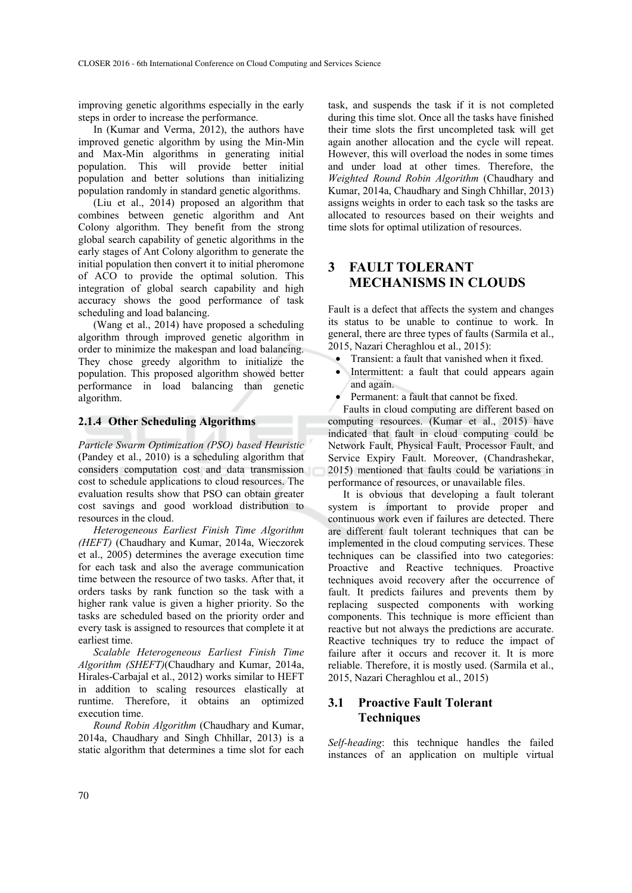improving genetic algorithms especially in the early steps in order to increase the performance.

In (Kumar and Verma, 2012), the authors have improved genetic algorithm by using the Min-Min and Max-Min algorithms in generating initial population. This will provide better initial population and better solutions than initializing population randomly in standard genetic algorithms.

(Liu et al., 2014) proposed an algorithm that combines between genetic algorithm and Ant Colony algorithm. They benefit from the strong global search capability of genetic algorithms in the early stages of Ant Colony algorithm to generate the initial population then convert it to initial pheromone of ACO to provide the optimal solution. This integration of global search capability and high accuracy shows the good performance of task scheduling and load balancing.

(Wang et al., 2014) have proposed a scheduling algorithm through improved genetic algorithm in order to minimize the makespan and load balancing. They chose greedy algorithm to initialize the population. This proposed algorithm showed better performance in load balancing than genetic algorithm.

#### 2.1.4 Other Scheduling Algorithms

*Particle Swarm Optimization (PSO) based Heuristic* (Pandey et al., 2010) is a scheduling algorithm that considers computation cost and data transmission cost to schedule applications to cloud resources. The evaluation results show that PSO can obtain greater cost savings and good workload distribution to resources in the cloud.

*Heterogeneous Earliest Finish Time Algorithm (HEFT)* (Chaudhary and Kumar, 2014a, Wieczorek et al., 2005) determines the average execution time for each task and also the average communication time between the resource of two tasks. After that, it orders tasks by rank function so the task with a higher rank value is given a higher priority. So the tasks are scheduled based on the priority order and every task is assigned to resources that complete it at earliest time.

*Scalable Heterogeneous Earliest Finish Time Algorithm (SHEFT)*(Chaudhary and Kumar, 2014a, Hirales-Carbajal et al., 2012) works similar to HEFT in addition to scaling resources elastically at runtime. Therefore, it obtains an optimized execution time.

*Round Robin Algorithm* (Chaudhary and Kumar, 2014a, Chaudhary and Singh Chhillar, 2013) is a static algorithm that determines a time slot for each task, and suspends the task if it is not completed during this time slot. Once all the tasks have finished their time slots the first uncompleted task will get again another allocation and the cycle will repeat. However, this will overload the nodes in some times and under load at other times. Therefore, the *Weighted Round Robin Algorithm* (Chaudhary and Kumar, 2014a, Chaudhary and Singh Chhillar, 2013) assigns weights in order to each task so the tasks are allocated to resources based on their weights and time slots for optimal utilization of resources.

## 3 FAULT TOLERANT MECHANISMS IN CLOUDS

Fault is a defect that affects the system and changes its status to be unable to continue to work. In general, there are three types of faults (Sarmila et al., 2015, Nazari Cheraghlou et al., 2015):

- Transient: a fault that vanished when it fixed.
- Intermittent: a fault that could appears again and again.
- Permanent: a fault that cannot be fixed.

Faults in cloud computing are different based on computing resources. (Kumar et al., 2015) have indicated that fault in cloud computing could be Network Fault, Physical Fault, Processor Fault, and Service Expiry Fault. Moreover, (Chandrashekar, 2015) mentioned that faults could be variations in performance of resources, or unavailable files.

It is obvious that developing a fault tolerant system is important to provide proper and continuous work even if failures are detected. There are different fault tolerant techniques that can be implemented in the cloud computing services. These techniques can be classified into two categories: Proactive and Reactive techniques. Proactive techniques avoid recovery after the occurrence of fault. It predicts failures and prevents them by replacing suspected components with working components. This technique is more efficient than reactive but not always the predictions are accurate. Reactive techniques try to reduce the impact of failure after it occurs and recover it. It is more reliable. Therefore, it is mostly used. (Sarmila et al., 2015, Nazari Cheraghlou et al., 2015)

### 3.1 Proactive Fault Tolerant Techniques

*Self-heading*: this technique handles the failed instances of an application on multiple virtual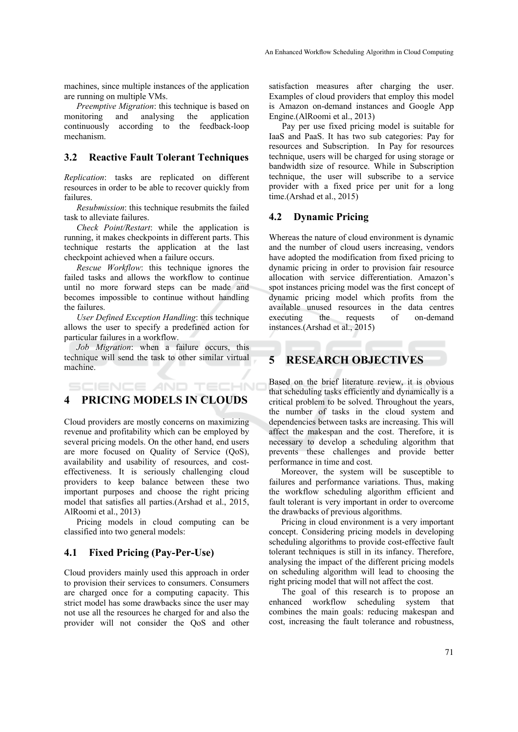machines, since multiple instances of the application are running on multiple VMs.

*Preemptive Migration*: this technique is based on monitoring and analysing the application continuously according to the feedback-loop mechanism.

### 3.2 Reactive Fault Tolerant Techniques

*Replication*: tasks are replicated on different resources in order to be able to recover quickly from failures.

*Resubmission*: this technique resubmits the failed task to alleviate failures.

*Check Point/Restart*: while the application is running, it makes checkpoints in different parts. This technique restarts the application at the last checkpoint achieved when a failure occurs.

*Rescue Workflow*: this technique ignores the failed tasks and allows the workflow to continue until no more forward steps can be made and becomes impossible to continue without handling the failures.

*User Defined Exception Handling*: this technique allows the user to specify a predefined action for particular failures in a workflow.

*Job Migration*: when a failure occurs, this technique will send the task to other similar virtual machine.

## 4 PRICING MODELS IN CLOUDS

Cloud providers are mostly concerns on maximizing revenue and profitability which can be employed by several pricing models. On the other hand, end users are more focused on Quality of Service (QoS), availability and usability of resources, and cost-effectiveness. It is seriously challenging cloud providers to keep balance between these two important purposes and choose the right pricing model that satisfies all parties.(Arshad et al., 2015, AlRoomi et al., 2013)

Pricing models in cloud computing can be classified into two general models:

### 4.1 Fixed Pricing (Pay-Per-Use)

Cloud providers mainly used this approach in order to provision their services to consumers. Consumers are charged once for a computing capacity. This strict model has some drawbacks since the user may not use all the resources he charged for and also the provider will not consider the QoS and other satisfaction measures after charging the user. Examples of cloud providers that employ this model is Amazon on-demand instances and Google App Engine.(AlRoomi et al., 2013)

Pay per use fixed pricing model is suitable for IaaS and PaaS. It has two sub categories: Pay for resources and Subscription. In Pay for resources technique, users will be charged for using storage or bandwidth size of resource. While in Subscription technique, the user will subscribe to a service provider with a fixed price per unit for a long time.(Arshad et al., 2015)

### 4.2 Dynamic Pricing

Whereas the nature of cloud environment is dynamic and the number of cloud users increasing, vendors have adopted the modification from fixed pricing to dynamic pricing in order to provision fair resource allocation with service differentiation. Amazon's spot instances pricing model was the first concept of dynamic pricing model which profits from the available unused resources in the data centres executing the requests of on-demand instances.(Arshad et al., 2015)

## 5 RESEARCH OBJECTIVES

Based on the brief literature review, it is obvious that scheduling tasks efficiently and dynamically is a critical problem to be solved. Throughout the years, the number of tasks in the cloud system and dependencies between tasks are increasing. This will affect the makespan and the cost. Therefore, it is necessary to develop a scheduling algorithm that prevents these challenges and provide better performance in time and cost.

Moreover, the system will be susceptible to failures and performance variations. Thus, making the workflow scheduling algorithm efficient and fault tolerant is very important in order to overcome the drawbacks of previous algorithms.

Pricing in cloud environment is a very important concept. Considering pricing models in developing scheduling algorithms to provide cost-effective fault tolerant techniques is still in its infancy. Therefore, analysing the impact of the different pricing models on scheduling algorithm will lead to choosing the right pricing model that will not affect the cost.

The goal of this research is to propose an enhanced workflow scheduling system that combines the main goals: reducing makespan and cost, increasing the fault tolerance and robustness,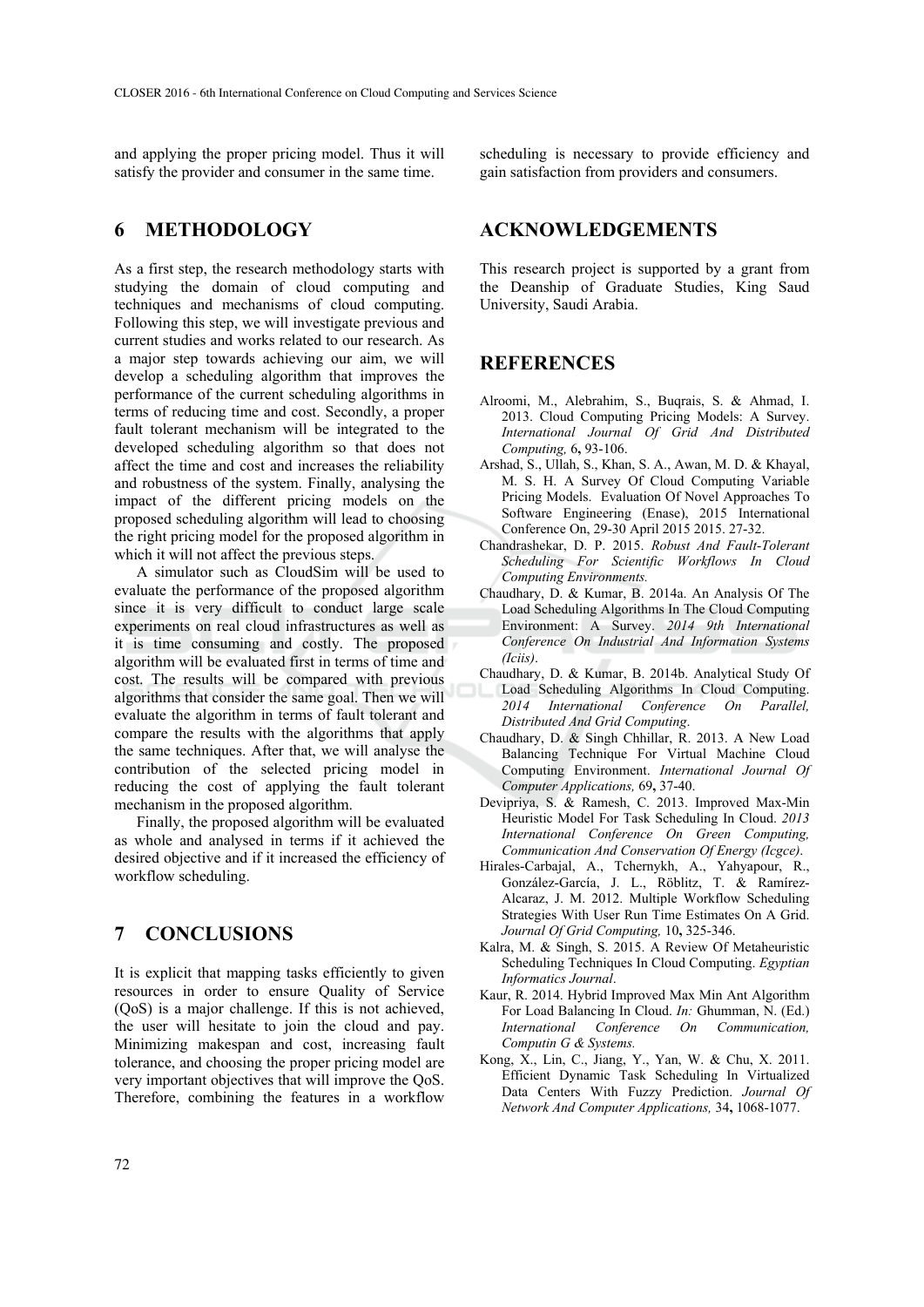and applying the proper pricing model. Thus it will satisfy the provider and consumer in the same time.

## 6 METHODOLOGY

As a first step, the research methodology starts with studying the domain of cloud computing and techniques and mechanisms of cloud computing. Following this step, we will investigate previous and current studies and works related to our research. As a major step towards achieving our aim, we will develop a scheduling algorithm that improves the performance of the current scheduling algorithms in terms of reducing time and cost. Secondly, a proper fault tolerant mechanism will be integrated to the developed scheduling algorithm so that does not affect the time and cost and increases the reliability and robustness of the system. Finally, analysing the impact of the different pricing models on the proposed scheduling algorithm will lead to choosing the right pricing model for the proposed algorithm in which it will not affect the previous steps.

A simulator such as CloudSim will be used to evaluate the performance of the proposed algorithm since it is very difficult to conduct large scale experiments on real cloud infrastructures as well as it is time consuming and costly. The proposed algorithm will be evaluated first in terms of time and cost. The results will be compared with previous algorithms that consider the same goal. Then we will evaluate the algorithm in terms of fault tolerant and compare the results with the algorithms that apply the same techniques. After that, we will analyse the contribution of the selected pricing model in reducing the cost of applying the fault tolerant mechanism in the proposed algorithm.

Finally, the proposed algorithm will be evaluated as whole and analysed in terms if it achieved the desired objective and if it increased the efficiency of workflow scheduling.

## 7 CONCLUSIONS

It is explicit that mapping tasks efficiently to given resources in order to ensure Quality of Service (QoS) is a major challenge. If this is not achieved, the user will hesitate to join the cloud and pay. Minimizing makespan and cost, increasing fault tolerance, and choosing the proper pricing model are very important objectives that will improve the QoS. Therefore, combining the features in a workflow scheduling is necessary to provide efficiency and gain satisfaction from providers and consumers.

## ACKNOWLEDGEMENTS

This research project is supported by a grant from the Deanship of Graduate Studies, King Saud University, Saudi Arabia.

## REFERENCES

Alroomi, M., Alebrahim, S., Buqrais, S. & Ahmad, I. 2013. Cloud Computing Pricing Models: A Survey. *International Journal Of Grid And Distributed Computing,* 6**,** 93-106.

Arshad, S., Ullah, S., Khan, S. A., Awan, M. D. & Khayal, M. S. H. A Survey Of Cloud Computing Variable Pricing Models. Evaluation Of Novel Approaches To Software Engineering (Enase), 2015 International Conference On, 29-30 April 2015 2015. 27-32.

Chandrashekar, D. P. 2015. *Robust And Fault-Tolerant Scheduling For Scientific Workflows In Cloud Computing Environments.*

Chaudhary, D. & Kumar, B. 2014a. An Analysis Of The Load Scheduling Algorithms In The Cloud Computing Environment: A Survey. *2014 9th International Conference On Industrial And Information Systems (Iciis)*.

Chaudhary, D. & Kumar, B. 2014b. Analytical Study Of Load Scheduling Algorithms In Cloud Computing. *2014 International Conference On Parallel, Distributed And Grid Computing*.

Chaudhary, D. & Singh Chhillar, R. 2013. A New Load Balancing Technique For Virtual Machine Cloud Computing Environment. *International Journal Of Computer Applications,* 69**,** 37-40.

Devipriya, S. & Ramesh, C. 2013. Improved Max-Min Heuristic Model For Task Scheduling In Cloud. *2013 International Conference On Green Computing, Communication And Conservation Of Energy (Icgce)*.

Hirales-Carbajal, A., Tchernykh, A., Yahyapour, R., González-García, J. L., Röblitz, T. & Ramírez-Alcaraz, J. M. 2012. Multiple Workflow Scheduling Strategies With User Run Time Estimates On A Grid. *Journal Of Grid Computing,* 10**,** 325-346.

Kalra, M. & Singh, S. 2015. A Review Of Metaheuristic Scheduling Techniques In Cloud Computing. *Egyptian Informatics Journal*.

Kaur, R. 2014. Hybrid Improved Max Min Ant Algorithm For Load Balancing In Cloud. *In:* Ghumman, N. (Ed.) *International Conference On Communication, Computin G & Systems.*

Kong, X., Lin, C., Jiang, Y., Yan, W. & Chu, X. 2011. Efficient Dynamic Task Scheduling In Virtualized Data Centers With Fuzzy Prediction. *Journal Of Network And Computer Applications,* 34**,** 1068-1077.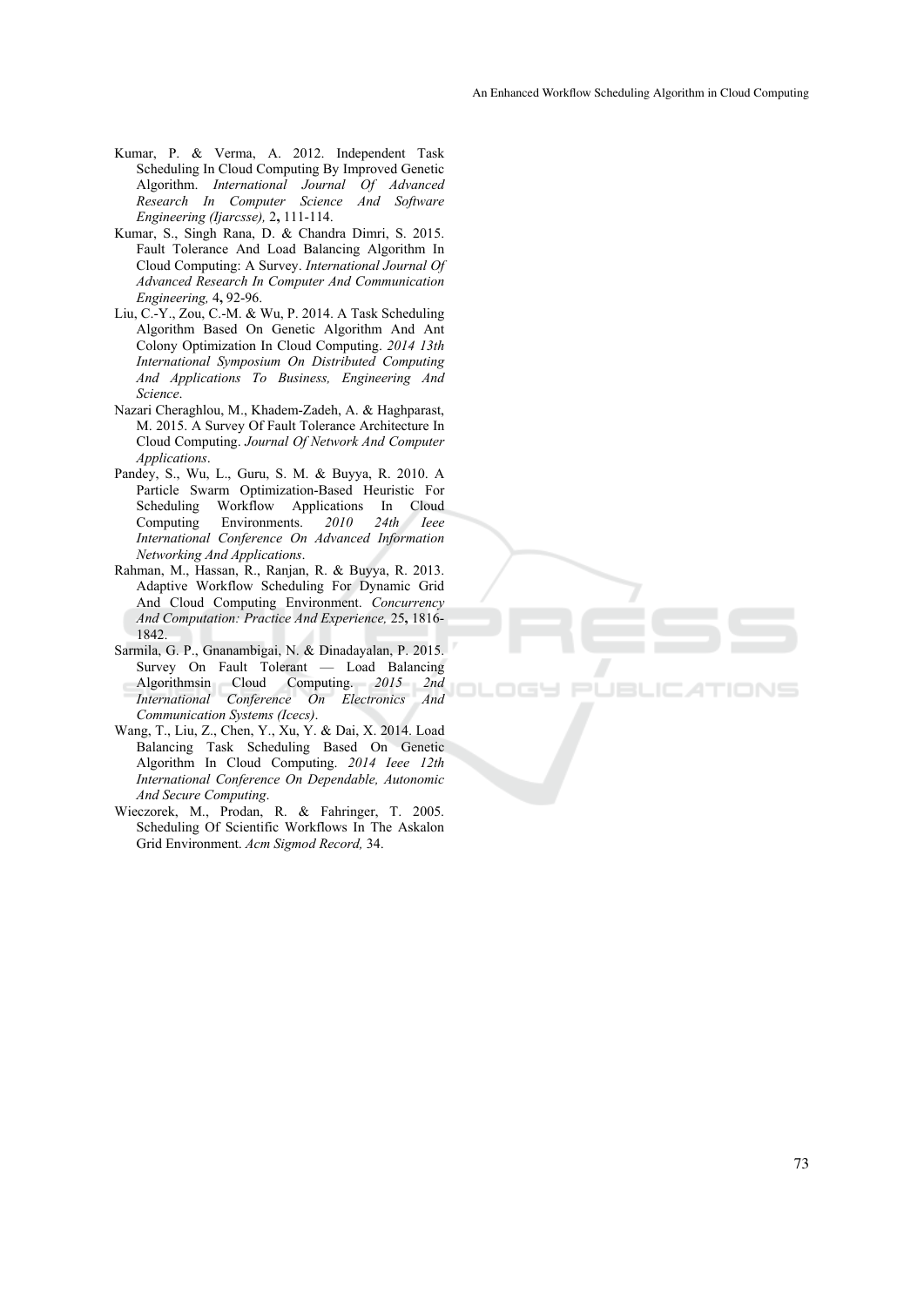Kumar, P. & Verma, A. 2012. Independent Task Scheduling In Cloud Computing By Improved Genetic Algorithm. *International Journal Of Advanced Research In Computer Science And Software Engineering (Ijarcsse),* 2**,** 111-114.

Kumar, S., Singh Rana, D. & Chandra Dimri, S. 2015. Fault Tolerance And Load Balancing Algorithm In Cloud Computing: A Survey. *International Journal Of Advanced Research In Computer And Communication Engineering,* 4**,** 92-96.

Liu, C.-Y., Zou, C.-M. & Wu, P. 2014. A Task Scheduling Algorithm Based On Genetic Algorithm And Ant Colony Optimization In Cloud Computing. *2014 13th International Symposium On Distributed Computing And Applications To Business, Engineering And Science*.

Nazari Cheraghlou, M., Khadem-Zadeh, A. & Haghparast, M. 2015. A Survey Of Fault Tolerance Architecture In Cloud Computing. *Journal Of Network And Computer Applications*.

Pandey, S., Wu, L., Guru, S. M. & Buyya, R. 2010. A Particle Swarm Optimization-Based Heuristic For Scheduling Workflow Applications In Cloud Computing Environments. *2010 24th Ieee International Conference On Advanced Information Networking And Applications*.

Rahman, M., Hassan, R., Ranjan, R. & Buyya, R. 2013. Adaptive Workflow Scheduling For Dynamic Grid And Cloud Computing Environment. *Concurrency And Computation: Practice And Experience,* 25**,** 1816-1842.

Sarmila, G. P., Gnanambigai, N. & Dinadayalan, P. 2015. Survey On Fault Tolerant — Load Balancing Algorithmsin Cloud Computing. *2015 2nd International Conference On Electronics And Communication Systems (Icecs)*.

Wang, T., Liu, Z., Chen, Y., Xu, Y. & Dai, X. 2014. Load Balancing Task Scheduling Based On Genetic Algorithm In Cloud Computing. *2014 Ieee 12th International Conference On Dependable, Autonomic And Secure Computing*.

Wieczorek, M., Prodan, R. & Fahringer, T. 2005. Scheduling Of Scientific Workflows In The Askalon Grid Environment. *Acm Sigmod Record,* 34.